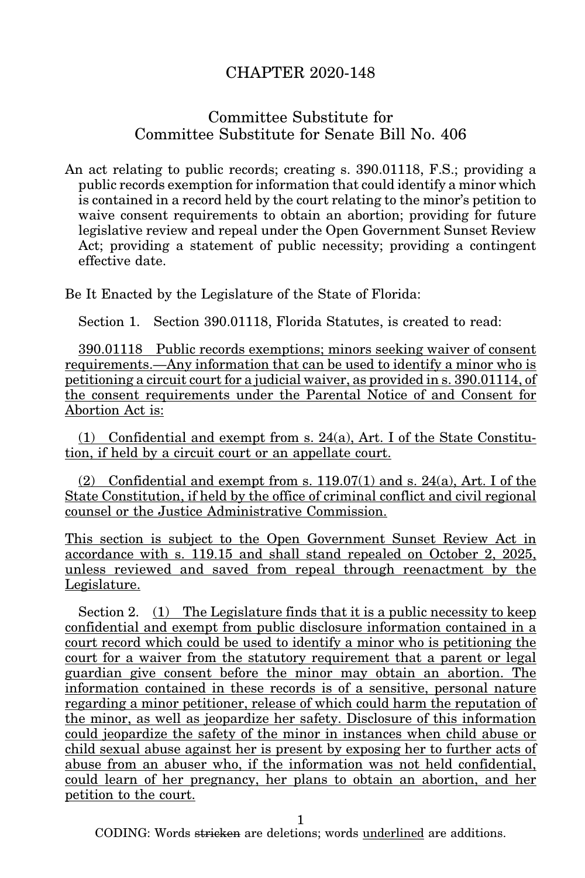# CHAPTER 2020-148

## Committee Substitute for Committee Substitute for Senate Bill No. 406

An act relating to public records; creating s. 390.01118, F.S.; providing a public records exemption for information that could identify a minor which is contained in a record held by the court relating to the minor's petition to waive consent requirements to obtain an abortion; providing for future legislative review and repeal under the Open Government Sunset Review Act; providing a statement of public necessity; providing a contingent effective date.

Be It Enacted by the Legislature of the State of Florida:

Section 1. Section 390.01118, Florida Statutes, is created to read:

390.01118 Public records exemptions; minors seeking waiver of consent requirements.—Any information that can be used to identify a minor who is petitioning a circuit court for a judicial waiver, as provided in s. 390.01114, of the consent requirements under the Parental Notice of and Consent for Abortion Act is:

(1) Confidential and exempt from s. 24(a), Art. I of the State Constitution, if held by a circuit court or an appellate court.

(2) Confidential and exempt from s. 119.07(1) and s. 24(a), Art. I of the State Constitution, if held by the office of criminal conflict and civil regional counsel or the Justice Administrative Commission.

This section is subject to the Open Government Sunset Review Act in accordance with s. 119.15 and shall stand repealed on October 2, 2025, unless reviewed and saved from repeal through reenactment by the Legislature.

Section 2. (1) The Legislature finds that it is a public necessity to keep confidential and exempt from public disclosure information contained in a court record which could be used to identify a minor who is petitioning the court for a waiver from the statutory requirement that a parent or legal guardian give consent before the minor may obtain an abortion. The information contained in these records is of a sensitive, personal nature regarding a minor petitioner, release of which could harm the reputation of the minor, as well as jeopardize her safety. Disclosure of this information could jeopardize the safety of the minor in instances when child abuse or child sexual abuse against her is present by exposing her to further acts of abuse from an abuser who, if the information was not held confidential, could learn of her pregnancy, her plans to obtain an abortion, and her petition to the court.

CODING: Words ~~stricken~~ are deletions; words underlined are additions.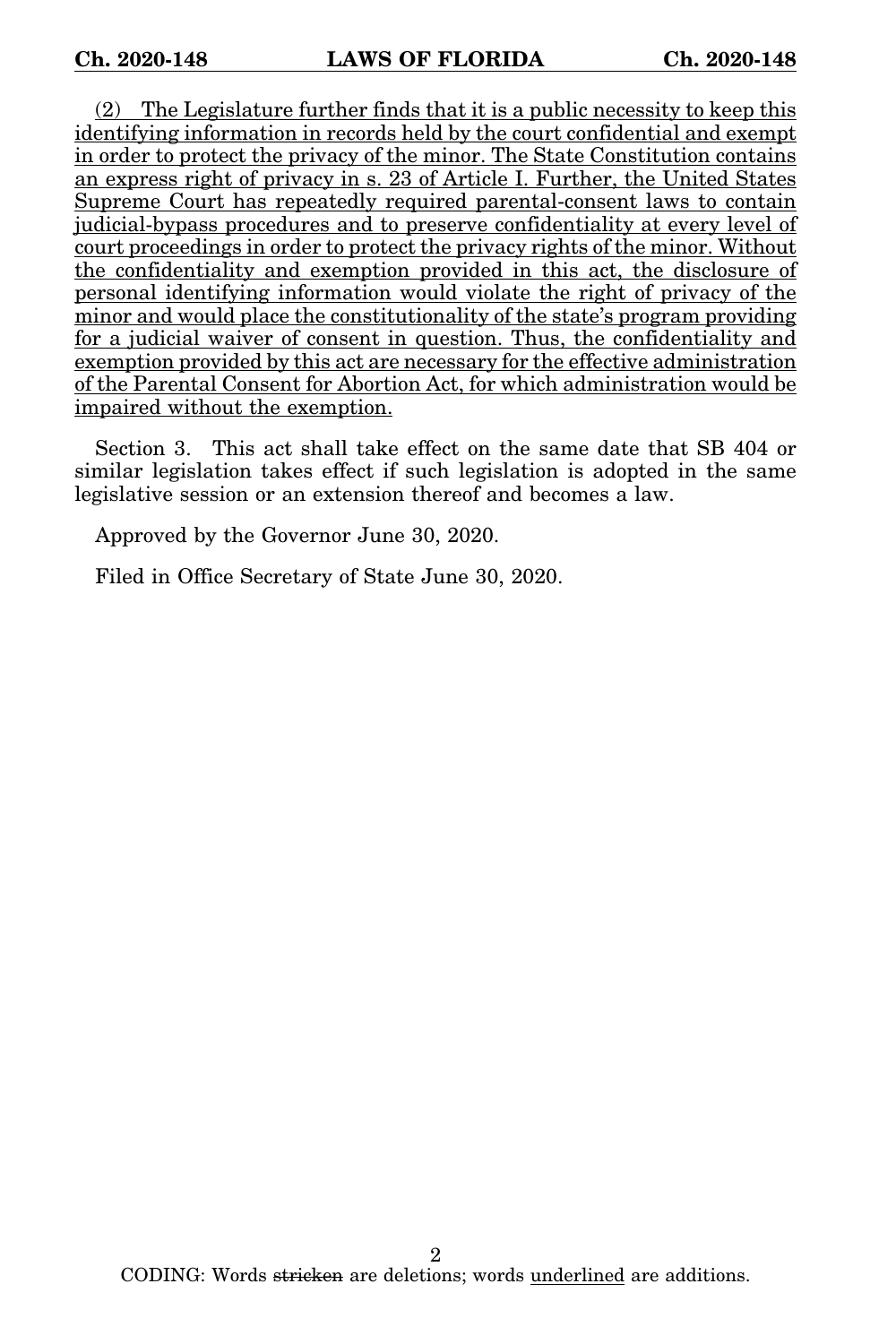(2) The Legislature further finds that it is a public necessity to keep this identifying information in records held by the court confidential and exempt in order to protect the privacy of the minor. The State Constitution contains an express right of privacy in s. 23 of Article I. Further, the United States Supreme Court has repeatedly required parental-consent laws to contain judicial-bypass procedures and to preserve confidentiality at every level of court proceedings in order to protect the privacy rights of the minor. Without the confidentiality and exemption provided in this act, the disclosure of personal identifying information would violate the right of privacy of the minor and would place the constitutionality of the state's program providing for a judicial waiver of consent in question. Thus, the confidentiality and exemption provided by this act are necessary for the effective administration of the Parental Consent for Abortion Act, for which administration would be impaired without the exemption.

Section 3. This act shall take effect on the same date that SB 404 or similar legislation takes effect if such legislation is adopted in the same legislative session or an extension thereof and becomes a law.

Approved by the Governor June 30, 2020.

Filed in Office Secretary of State June 30, 2020.

CODING: Words ~~stricken~~ are deletions; words underlined are additions.